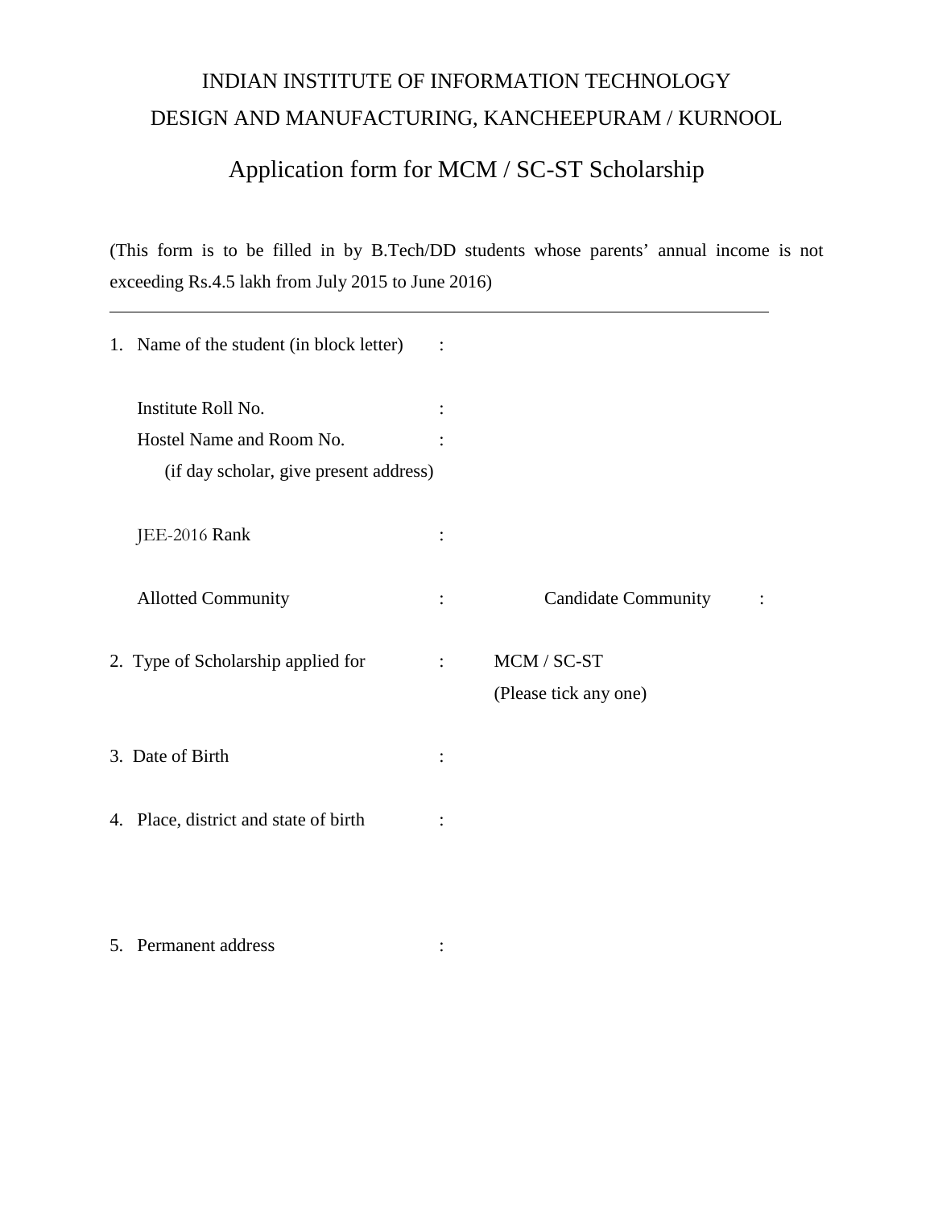# INDIAN INSTITUTE OF INFORMATION TECHNOLOGY
# DESIGN AND MANUFACTURING, KANCHEEPURAM / KURNOOL

## Application form for MCM / SC-ST Scholarship

(This form is to be filled in by B.Tech/DD students whose parents' annual income is not exceeding Rs.4.5 lakh from July 2015 to June 2016)

---

1. Name of the student (in block letter) :

   Institute Roll No. :

   Hostel Name and Room No. :
   (if day scholar, give present address)

   JEE-2016 Rank :

   Allotted Community : Candidate Community :

2. Type of Scholarship applied for : MCM / SC-ST
   (Please tick any one)

3. Date of Birth :

4. Place, district and state of birth :

5. Permanent address :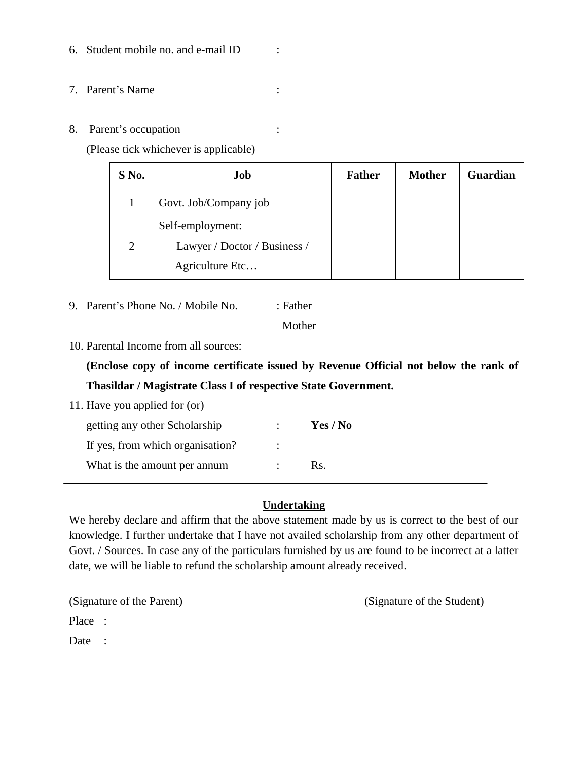6. Student mobile no. and e-mail ID :

7. Parent's Name :

8. Parent's occupation :

   (Please tick whichever is applicable)

| S No. | Job | Father | Mother | Guardian |
|---|---|---|---|---|
| 1 | Govt. Job/Company job | | | |
| 2 | Self-employment: Lawyer / Doctor / Business / Agriculture Etc… | | | |

9. Parent's Phone No. / Mobile No. : Father

   Mother

10. Parental Income from all sources:

    **(Enclose copy of income certificate issued by Revenue Official not below the rank of Thasildar / Magistrate Class I of respective State Government.**

11. Have you applied for (or)

    getting any other Scholarship : **Yes / No**

    If yes, from which organisation? :

    What is the amount per annum : Rs.

---

## <u>Undertaking</u>

We hereby declare and affirm that the above statement made by us is correct to the best of our knowledge. I further undertake that I have not availed scholarship from any other department of Govt. / Sources. In case any of the particulars furnished by us are found to be incorrect at a latter date, we will be liable to refund the scholarship amount already received.

(Signature of the Parent) (Signature of the Student)

Place :

Date :